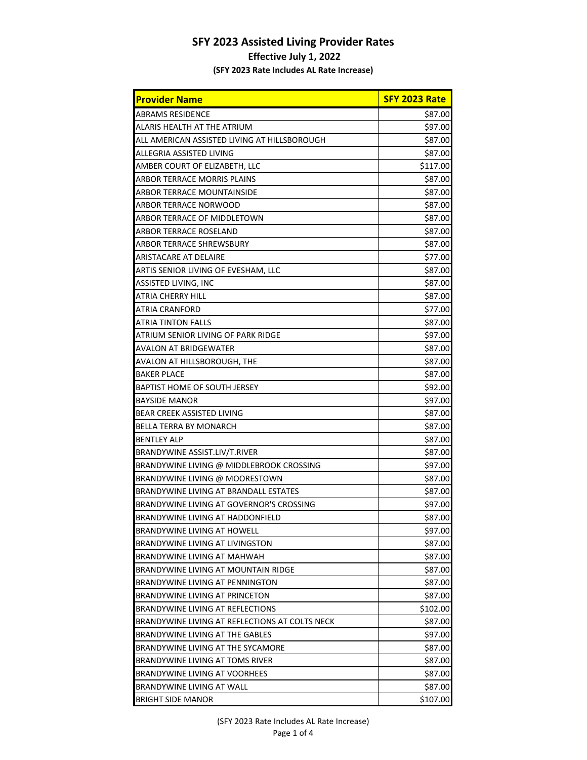# SFY 2023 Assisted Living Provider Rates

## Effective July 1, 2022

### (SFY 2023 Rate Includes AL Rate Increase)

| Provider Name | SFY 2023 Rate |
|---|---|
| ABRAMS RESIDENCE | $87.00 |
| ALARIS HEALTH AT THE ATRIUM | $97.00 |
| ALL AMERICAN ASSISTED LIVING AT HILLSBOROUGH | $87.00 |
| ALLEGRIA ASSISTED LIVING | $87.00 |
| AMBER COURT OF ELIZABETH, LLC | $117.00 |
| ARBOR TERRACE MORRIS PLAINS | $87.00 |
| ARBOR TERRACE MOUNTAINSIDE | $87.00 |
| ARBOR TERRACE NORWOOD | $87.00 |
| ARBOR TERRACE OF MIDDLETOWN | $87.00 |
| ARBOR TERRACE ROSELAND | $87.00 |
| ARBOR TERRACE SHREWSBURY | $87.00 |
| ARISTACARE AT DELAIRE | $77.00 |
| ARTIS SENIOR LIVING OF EVESHAM, LLC | $87.00 |
| ASSISTED LIVING, INC | $87.00 |
| ATRIA CHERRY HILL | $87.00 |
| ATRIA CRANFORD | $77.00 |
| ATRIA TINTON FALLS | $87.00 |
| ATRIUM SENIOR LIVING OF PARK RIDGE | $97.00 |
| AVALON AT BRIDGEWATER | $87.00 |
| AVALON AT HILLSBOROUGH, THE | $87.00 |
| BAKER PLACE | $87.00 |
| BAPTIST HOME OF SOUTH JERSEY | $92.00 |
| BAYSIDE MANOR | $97.00 |
| BEAR CREEK ASSISTED LIVING | $87.00 |
| BELLA TERRA BY MONARCH | $87.00 |
| BENTLEY ALP | $87.00 |
| BRANDYWINE ASSIST.LIV/T.RIVER | $87.00 |
| BRANDYWINE LIVING @ MIDDLEBROOK CROSSING | $97.00 |
| BRANDYWINE LIVING @ MOORESTOWN | $87.00 |
| BRANDYWINE LIVING AT BRANDALL ESTATES | $87.00 |
| BRANDYWINE LIVING AT GOVERNOR'S CROSSING | $97.00 |
| BRANDYWINE LIVING AT HADDONFIELD | $87.00 |
| BRANDYWINE LIVING AT HOWELL | $97.00 |
| BRANDYWINE LIVING AT LIVINGSTON | $87.00 |
| BRANDYWINE LIVING AT MAHWAH | $87.00 |
| BRANDYWINE LIVING AT MOUNTAIN RIDGE | $87.00 |
| BRANDYWINE LIVING AT PENNINGTON | $87.00 |
| BRANDYWINE LIVING AT PRINCETON | $87.00 |
| BRANDYWINE LIVING AT REFLECTIONS | $102.00 |
| BRANDYWINE LIVING AT REFLECTIONS AT COLTS NECK | $87.00 |
| BRANDYWINE LIVING AT THE GABLES | $97.00 |
| BRANDYWINE LIVING AT THE SYCAMORE | $87.00 |
| BRANDYWINE LIVING AT TOMS RIVER | $87.00 |
| BRANDYWINE LIVING AT VOORHEES | $87.00 |
| BRANDYWINE LIVING AT WALL | $87.00 |
| BRIGHT SIDE MANOR | $107.00 |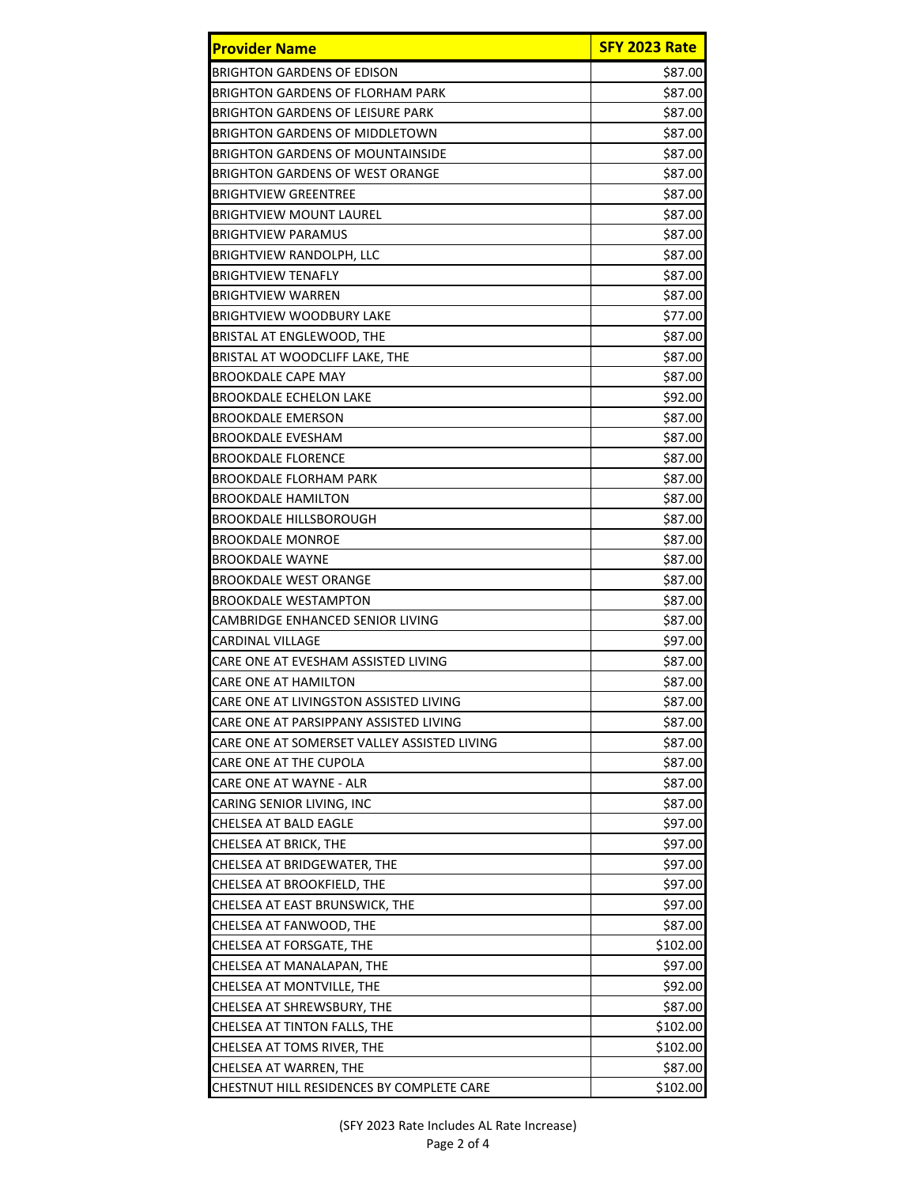| Provider Name | SFY 2023 Rate |
|---|---|
| BRIGHTON GARDENS OF EDISON | $87.00 |
| BRIGHTON GARDENS OF FLORHAM PARK | $87.00 |
| BRIGHTON GARDENS OF LEISURE PARK | $87.00 |
| BRIGHTON GARDENS OF MIDDLETOWN | $87.00 |
| BRIGHTON GARDENS OF MOUNTAINSIDE | $87.00 |
| BRIGHTON GARDENS OF WEST ORANGE | $87.00 |
| BRIGHTVIEW GREENTREE | $87.00 |
| BRIGHTVIEW MOUNT LAUREL | $87.00 |
| BRIGHTVIEW PARAMUS | $87.00 |
| BRIGHTVIEW RANDOLPH, LLC | $87.00 |
| BRIGHTVIEW TENAFLY | $87.00 |
| BRIGHTVIEW WARREN | $87.00 |
| BRIGHTVIEW WOODBURY LAKE | $77.00 |
| BRISTAL AT ENGLEWOOD, THE | $87.00 |
| BRISTAL AT WOODCLIFF LAKE, THE | $87.00 |
| BROOKDALE CAPE MAY | $87.00 |
| BROOKDALE ECHELON LAKE | $92.00 |
| BROOKDALE EMERSON | $87.00 |
| BROOKDALE EVESHAM | $87.00 |
| BROOKDALE FLORENCE | $87.00 |
| BROOKDALE FLORHAM PARK | $87.00 |
| BROOKDALE HAMILTON | $87.00 |
| BROOKDALE HILLSBOROUGH | $87.00 |
| BROOKDALE MONROE | $87.00 |
| BROOKDALE WAYNE | $87.00 |
| BROOKDALE WEST ORANGE | $87.00 |
| BROOKDALE WESTAMPTON | $87.00 |
| CAMBRIDGE ENHANCED SENIOR LIVING | $87.00 |
| CARDINAL VILLAGE | $97.00 |
| CARE ONE AT EVESHAM ASSISTED LIVING | $87.00 |
| CARE ONE AT HAMILTON | $87.00 |
| CARE ONE AT LIVINGSTON ASSISTED LIVING | $87.00 |
| CARE ONE AT PARSIPPANY ASSISTED LIVING | $87.00 |
| CARE ONE AT SOMERSET VALLEY ASSISTED LIVING | $87.00 |
| CARE ONE AT THE CUPOLA | $87.00 |
| CARE ONE AT WAYNE - ALR | $87.00 |
| CARING SENIOR LIVING, INC | $87.00 |
| CHELSEA AT BALD EAGLE | $97.00 |
| CHELSEA AT BRICK, THE | $97.00 |
| CHELSEA AT BRIDGEWATER, THE | $97.00 |
| CHELSEA AT BROOKFIELD, THE | $97.00 |
| CHELSEA AT EAST BRUNSWICK, THE | $97.00 |
| CHELSEA AT FANWOOD, THE | $87.00 |
| CHELSEA AT FORSGATE, THE | $102.00 |
| CHELSEA AT MANALAPAN, THE | $97.00 |
| CHELSEA AT MONTVILLE, THE | $92.00 |
| CHELSEA AT SHREWSBURY, THE | $87.00 |
| CHELSEA AT TINTON FALLS, THE | $102.00 |
| CHELSEA AT TOMS RIVER, THE | $102.00 |
| CHELSEA AT WARREN, THE | $87.00 |
| CHESTNUT HILL RESIDENCES BY COMPLETE CARE | $102.00 |

(SFY 2023 Rate Includes AL Rate Increase)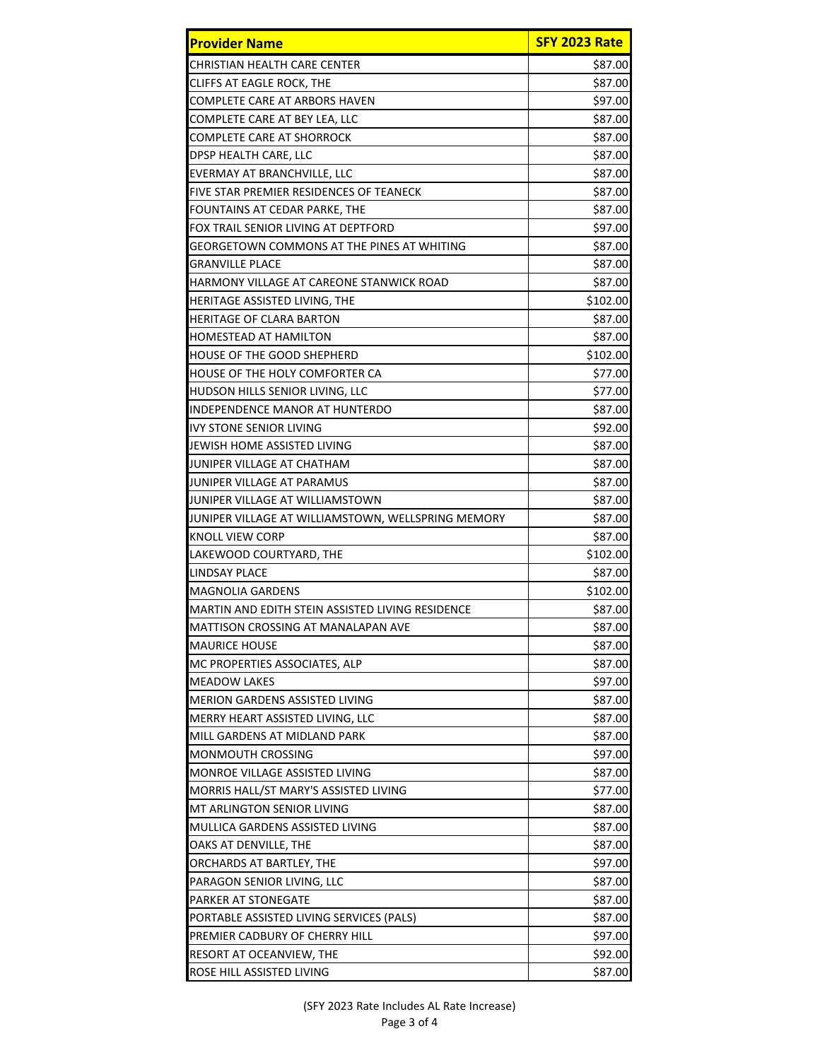| Provider Name | SFY 2023 Rate |
|---|---|
| CHRISTIAN HEALTH CARE CENTER | $87.00 |
| CLIFFS AT EAGLE ROCK, THE | $87.00 |
| COMPLETE CARE AT ARBORS HAVEN | $97.00 |
| COMPLETE CARE AT BEY LEA, LLC | $87.00 |
| COMPLETE CARE AT SHORROCK | $87.00 |
| DPSP HEALTH CARE, LLC | $87.00 |
| EVERMAY AT BRANCHVILLE, LLC | $87.00 |
| FIVE STAR PREMIER RESIDENCES OF TEANECK | $87.00 |
| FOUNTAINS AT CEDAR PARKE, THE | $87.00 |
| FOX TRAIL SENIOR LIVING AT DEPTFORD | $97.00 |
| GEORGETOWN COMMONS AT THE PINES AT WHITING | $87.00 |
| GRANVILLE PLACE | $87.00 |
| HARMONY VILLAGE AT CAREONE STANWICK ROAD | $87.00 |
| HERITAGE ASSISTED LIVING, THE | $102.00 |
| HERITAGE OF CLARA BARTON | $87.00 |
| HOMESTEAD AT HAMILTON | $87.00 |
| HOUSE OF THE GOOD SHEPHERD | $102.00 |
| HOUSE OF THE HOLY COMFORTER CA | $77.00 |
| HUDSON HILLS SENIOR LIVING, LLC | $77.00 |
| INDEPENDENCE MANOR AT HUNTERDO | $87.00 |
| IVY STONE SENIOR LIVING | $92.00 |
| JEWISH HOME ASSISTED LIVING | $87.00 |
| JUNIPER VILLAGE AT CHATHAM | $87.00 |
| JUNIPER VILLAGE AT PARAMUS | $87.00 |
| JUNIPER VILLAGE AT WILLIAMSTOWN | $87.00 |
| JUNIPER VILLAGE AT WILLIAMSTOWN, WELLSPRING MEMORY | $87.00 |
| KNOLL VIEW CORP | $87.00 |
| LAKEWOOD COURTYARD, THE | $102.00 |
| LINDSAY PLACE | $87.00 |
| MAGNOLIA GARDENS | $102.00 |
| MARTIN AND EDITH STEIN ASSISTED LIVING RESIDENCE | $87.00 |
| MATTISON CROSSING AT MANALAPAN AVE | $87.00 |
| MAURICE HOUSE | $87.00 |
| MC PROPERTIES ASSOCIATES, ALP | $87.00 |
| MEADOW LAKES | $97.00 |
| MERION GARDENS ASSISTED LIVING | $87.00 |
| MERRY HEART ASSISTED LIVING, LLC | $87.00 |
| MILL GARDENS AT MIDLAND PARK | $87.00 |
| MONMOUTH CROSSING | $97.00 |
| MONROE VILLAGE ASSISTED LIVING | $87.00 |
| MORRIS HALL/ST MARY'S ASSISTED LIVING | $77.00 |
| MT ARLINGTON SENIOR LIVING | $87.00 |
| MULLICA GARDENS ASSISTED LIVING | $87.00 |
| OAKS AT DENVILLE, THE | $87.00 |
| ORCHARDS AT BARTLEY, THE | $97.00 |
| PARAGON SENIOR LIVING, LLC | $87.00 |
| PARKER AT STONEGATE | $87.00 |
| PORTABLE ASSISTED LIVING SERVICES (PALS) | $87.00 |
| PREMIER CADBURY OF CHERRY HILL | $97.00 |
| RESORT AT OCEANVIEW, THE | $92.00 |
| ROSE HILL ASSISTED LIVING | $87.00 |

(SFY 2023 Rate Includes AL Rate Increase)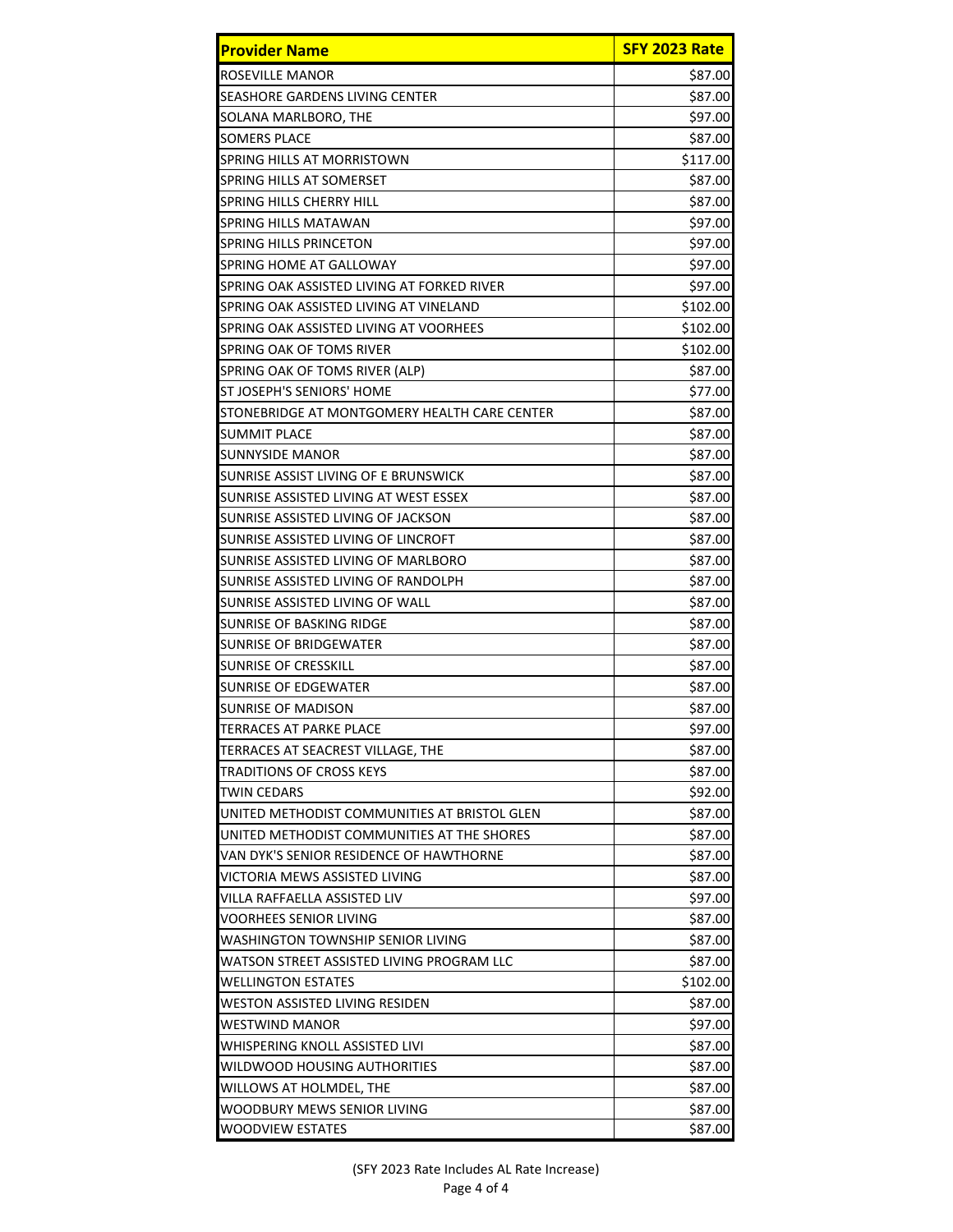| Provider Name | SFY 2023 Rate |
| --- | --- |
| ROSEVILLE MANOR | $87.00 |
| SEASHORE GARDENS LIVING CENTER | $87.00 |
| SOLANA MARLBORO, THE | $97.00 |
| SOMERS PLACE | $87.00 |
| SPRING HILLS AT MORRISTOWN | $117.00 |
| SPRING HILLS AT SOMERSET | $87.00 |
| SPRING HILLS CHERRY HILL | $87.00 |
| SPRING HILLS MATAWAN | $97.00 |
| SPRING HILLS PRINCETON | $97.00 |
| SPRING HOME AT GALLOWAY | $97.00 |
| SPRING OAK ASSISTED LIVING AT FORKED RIVER | $97.00 |
| SPRING OAK ASSISTED LIVING AT VINELAND | $102.00 |
| SPRING OAK ASSISTED LIVING AT VOORHEES | $102.00 |
| SPRING OAK OF TOMS RIVER | $102.00 |
| SPRING OAK OF TOMS RIVER (ALP) | $87.00 |
| ST JOSEPH'S SENIORS' HOME | $77.00 |
| STONEBRIDGE AT MONTGOMERY HEALTH CARE CENTER | $87.00 |
| SUMMIT PLACE | $87.00 |
| SUNNYSIDE MANOR | $87.00 |
| SUNRISE ASSIST LIVING OF E BRUNSWICK | $87.00 |
| SUNRISE ASSISTED LIVING AT WEST ESSEX | $87.00 |
| SUNRISE ASSISTED LIVING OF JACKSON | $87.00 |
| SUNRISE ASSISTED LIVING OF LINCROFT | $87.00 |
| SUNRISE ASSISTED LIVING OF MARLBORO | $87.00 |
| SUNRISE ASSISTED LIVING OF RANDOLPH | $87.00 |
| SUNRISE ASSISTED LIVING OF WALL | $87.00 |
| SUNRISE OF BASKING RIDGE | $87.00 |
| SUNRISE OF BRIDGEWATER | $87.00 |
| SUNRISE OF CRESSKILL | $87.00 |
| SUNRISE OF EDGEWATER | $87.00 |
| SUNRISE OF MADISON | $87.00 |
| TERRACES AT PARKE PLACE | $97.00 |
| TERRACES AT SEACREST VILLAGE, THE | $87.00 |
| TRADITIONS OF CROSS KEYS | $87.00 |
| TWIN CEDARS | $92.00 |
| UNITED METHODIST COMMUNITIES AT BRISTOL GLEN | $87.00 |
| UNITED METHODIST COMMUNITIES AT THE SHORES | $87.00 |
| VAN DYK'S SENIOR RESIDENCE OF HAWTHORNE | $87.00 |
| VICTORIA MEWS ASSISTED LIVING | $87.00 |
| VILLA RAFFAELLA ASSISTED LIV | $97.00 |
| VOORHEES SENIOR LIVING | $87.00 |
| WASHINGTON TOWNSHIP SENIOR LIVING | $87.00 |
| WATSON STREET ASSISTED LIVING PROGRAM LLC | $87.00 |
| WELLINGTON ESTATES | $102.00 |
| WESTON ASSISTED LIVING RESIDEN | $87.00 |
| WESTWIND MANOR | $97.00 |
| WHISPERING KNOLL ASSISTED LIVI | $87.00 |
| WILDWOOD HOUSING AUTHORITIES | $87.00 |
| WILLOWS AT HOLMDEL, THE | $87.00 |
| WOODBURY MEWS SENIOR LIVING | $87.00 |
| WOODVIEW ESTATES | $87.00 |

(SFY 2023 Rate Includes AL Rate Increase)